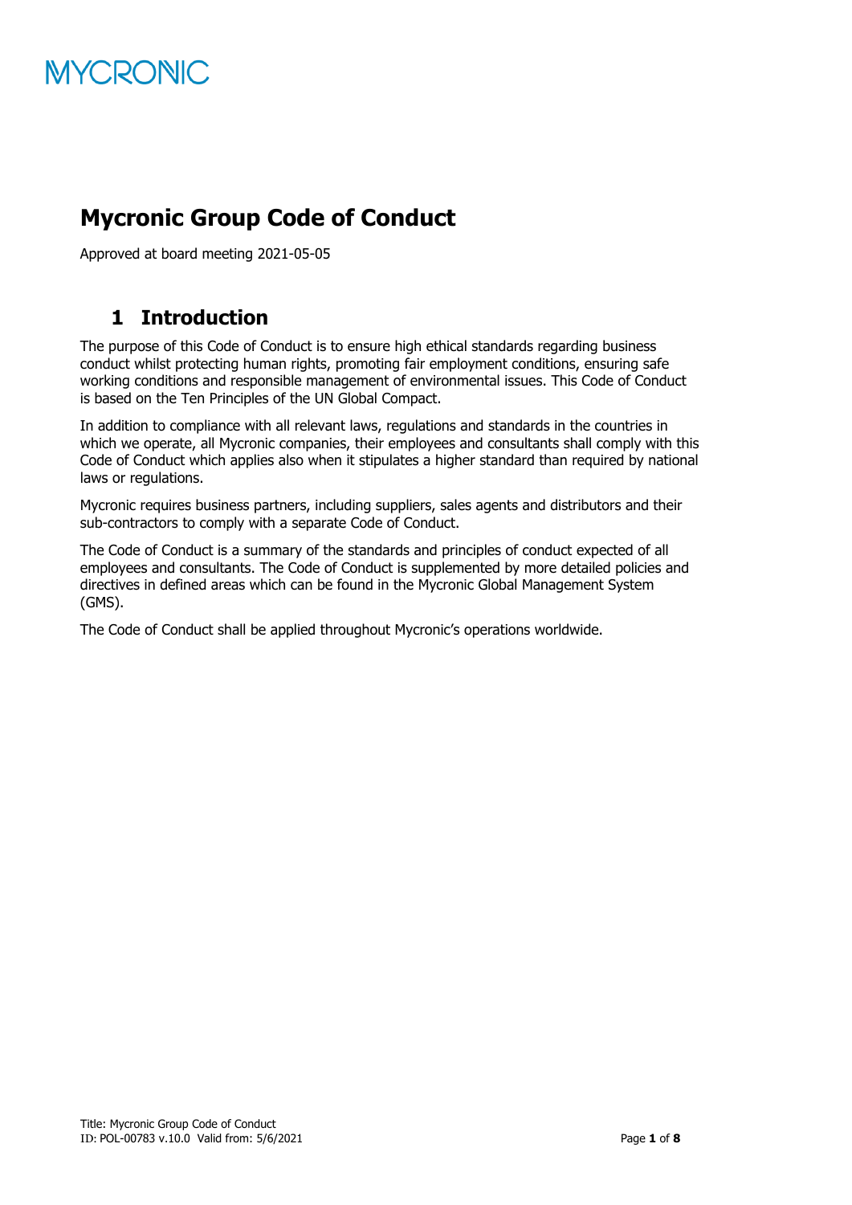MYCRONIC

# Mycronic Group Code of Conduct

Approved at board meeting 2021-05-05

## 1 Introduction

The purpose of this Code of Conduct is to ensure high ethical standards regarding business conduct whilst protecting human rights, promoting fair employment conditions, ensuring safe working conditions and responsible management of environmental issues. This Code of Conduct is based on the Ten Principles of the UN Global Compact.

In addition to compliance with all relevant laws, regulations and standards in the countries in which we operate, all Mycronic companies, their employees and consultants shall comply with this Code of Conduct which applies also when it stipulates a higher standard than required by national laws or regulations.

Mycronic requires business partners, including suppliers, sales agents and distributors and their sub-contractors to comply with a separate Code of Conduct.

The Code of Conduct is a summary of the standards and principles of conduct expected of all employees and consultants. The Code of Conduct is supplemented by more detailed policies and directives in defined areas which can be found in the Mycronic Global Management System (GMS).

The Code of Conduct shall be applied throughout Mycronic's operations worldwide.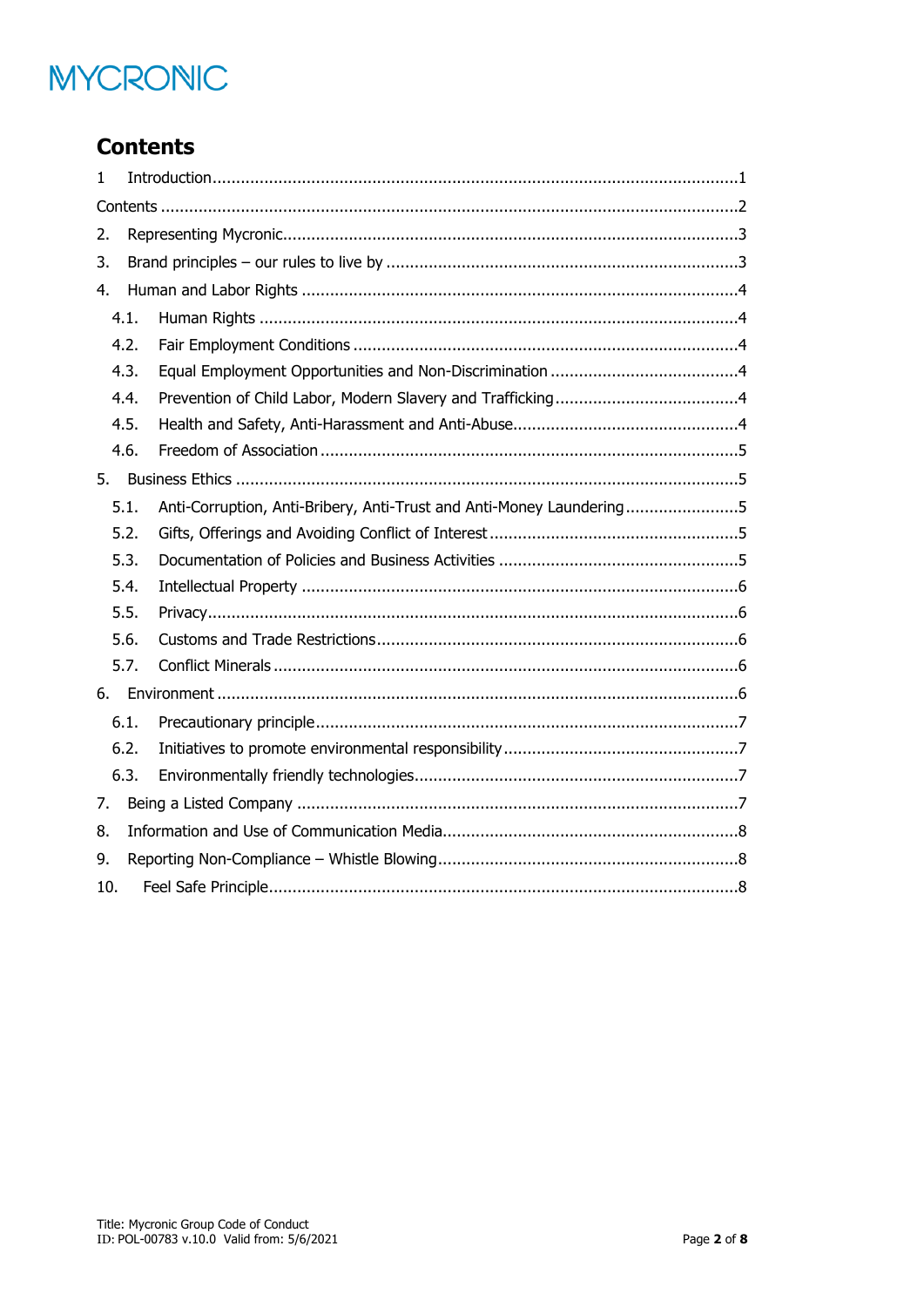# Contents

1 Introduction....................................................................................................................1

Contents ..........................................................................................................................2

2. Representing Mycronic.................................................................................................3

3. Brand principles – our rules to live by ..........................................................................3

4. Human and Labor Rights ............................................................................................4

   4.1. Human Rights ......................................................................................................4

   4.2. Fair Employment Conditions .................................................................................4

   4.3. Equal Employment Opportunities and Non-Discrimination ........................................4

   4.4. Prevention of Child Labor, Modern Slavery and Trafficking .......................................4

   4.5. Health and Safety, Anti-Harassment and Anti-Abuse................................................4

   4.6. Freedom of Association ........................................................................................5

5. Business Ethics ..........................................................................................................5

   5.1. Anti-Corruption, Anti-Bribery, Anti-Trust and Anti-Money Laundering........................5

   5.2. Gifts, Offerings and Avoiding Conflict of Interest ....................................................5

   5.3. Documentation of Policies and Business Activities ...................................................5

   5.4. Intellectual Property ............................................................................................6

   5.5. Privacy................................................................................................................6

   5.6. Customs and Trade Restrictions............................................................................6

   5.7. Conflict Minerals ..................................................................................................6

6. Environment .............................................................................................................6

   6.1. Precautionary principle.........................................................................................7

   6.2. Initiatives to promote environmental responsibility..................................................7

   6.3. Environmentally friendly technologies....................................................................7

7. Being a Listed Company .............................................................................................7

8. Information and Use of Communication Media..............................................................8

9. Reporting Non-Compliance – Whistle Blowing................................................................8

10. Feel Safe Principle...................................................................................................8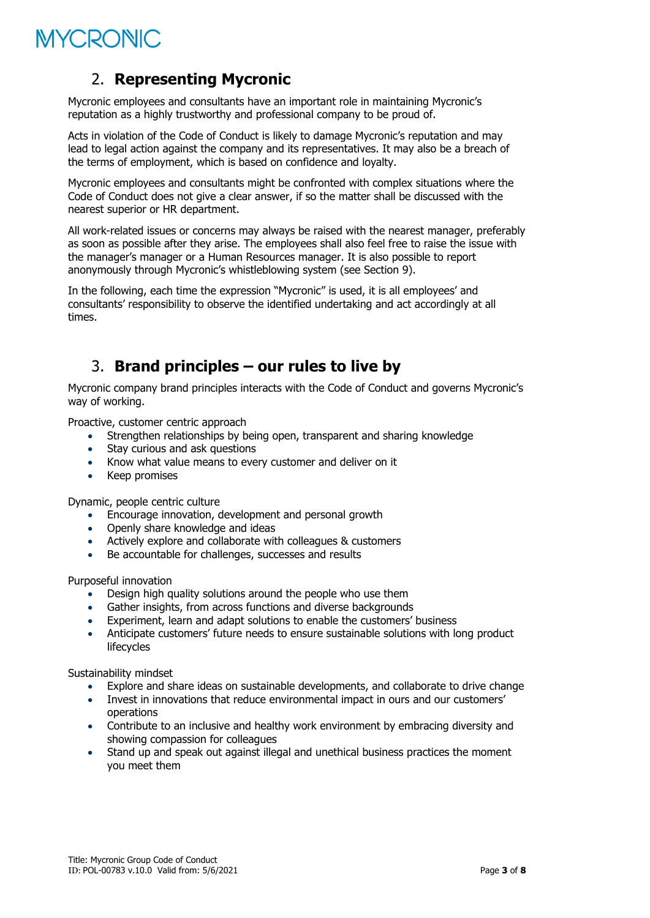## 2. **Representing Mycronic**

Mycronic employees and consultants have an important role in maintaining Mycronic's reputation as a highly trustworthy and professional company to be proud of.

Acts in violation of the Code of Conduct is likely to damage Mycronic's reputation and may lead to legal action against the company and its representatives. It may also be a breach of the terms of employment, which is based on confidence and loyalty.

Mycronic employees and consultants might be confronted with complex situations where the Code of Conduct does not give a clear answer, if so the matter shall be discussed with the nearest superior or HR department.

All work-related issues or concerns may always be raised with the nearest manager, preferably as soon as possible after they arise. The employees shall also feel free to raise the issue with the manager's manager or a Human Resources manager. It is also possible to report anonymously through Mycronic's whistleblowing system (see Section 9).

In the following, each time the expression "Mycronic" is used, it is all employees' and consultants' responsibility to observe the identified undertaking and act accordingly at all times.

## 3. **Brand principles – our rules to live by**

Mycronic company brand principles interacts with the Code of Conduct and governs Mycronic's way of working.

Proactive, customer centric approach

- Strengthen relationships by being open, transparent and sharing knowledge
- Stay curious and ask questions
- Know what value means to every customer and deliver on it
- Keep promises

Dynamic, people centric culture

- Encourage innovation, development and personal growth
- Openly share knowledge and ideas
- Actively explore and collaborate with colleagues & customers
- Be accountable for challenges, successes and results

Purposeful innovation

- Design high quality solutions around the people who use them
- Gather insights, from across functions and diverse backgrounds
- Experiment, learn and adapt solutions to enable the customers' business
- Anticipate customers' future needs to ensure sustainable solutions with long product lifecycles

Sustainability mindset

- Explore and share ideas on sustainable developments, and collaborate to drive change
- Invest in innovations that reduce environmental impact in ours and our customers' operations
- Contribute to an inclusive and healthy work environment by embracing diversity and showing compassion for colleagues
- Stand up and speak out against illegal and unethical business practices the moment you meet them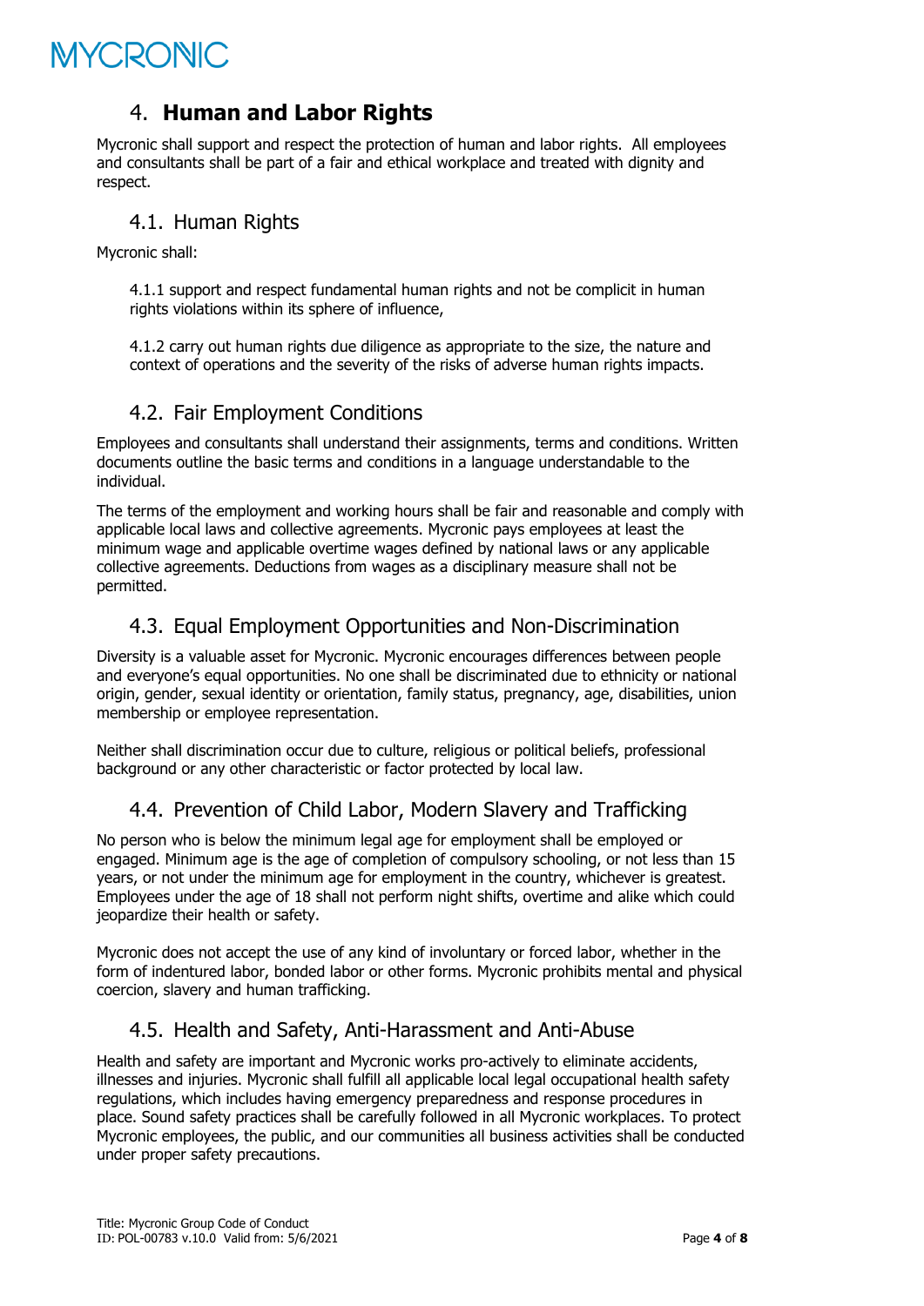# 4. **Human and Labor Rights**

Mycronic shall support and respect the protection of human and labor rights. All employees and consultants shall be part of a fair and ethical workplace and treated with dignity and respect.

## 4.1. Human Rights

Mycronic shall:

4.1.1 support and respect fundamental human rights and not be complicit in human rights violations within its sphere of influence,

4.1.2 carry out human rights due diligence as appropriate to the size, the nature and context of operations and the severity of the risks of adverse human rights impacts.

## 4.2. Fair Employment Conditions

Employees and consultants shall understand their assignments, terms and conditions. Written documents outline the basic terms and conditions in a language understandable to the individual.

The terms of the employment and working hours shall be fair and reasonable and comply with applicable local laws and collective agreements. Mycronic pays employees at least the minimum wage and applicable overtime wages defined by national laws or any applicable collective agreements. Deductions from wages as a disciplinary measure shall not be permitted.

## 4.3. Equal Employment Opportunities and Non-Discrimination

Diversity is a valuable asset for Mycronic. Mycronic encourages differences between people and everyone's equal opportunities. No one shall be discriminated due to ethnicity or national origin, gender, sexual identity or orientation, family status, pregnancy, age, disabilities, union membership or employee representation.

Neither shall discrimination occur due to culture, religious or political beliefs, professional background or any other characteristic or factor protected by local law.

## 4.4. Prevention of Child Labor, Modern Slavery and Trafficking

No person who is below the minimum legal age for employment shall be employed or engaged. Minimum age is the age of completion of compulsory schooling, or not less than 15 years, or not under the minimum age for employment in the country, whichever is greatest. Employees under the age of 18 shall not perform night shifts, overtime and alike which could jeopardize their health or safety.

Mycronic does not accept the use of any kind of involuntary or forced labor, whether in the form of indentured labor, bonded labor or other forms. Mycronic prohibits mental and physical coercion, slavery and human trafficking.

## 4.5. Health and Safety, Anti-Harassment and Anti-Abuse

Health and safety are important and Mycronic works pro-actively to eliminate accidents, illnesses and injuries. Mycronic shall fulfill all applicable local legal occupational health safety regulations, which includes having emergency preparedness and response procedures in place. Sound safety practices shall be carefully followed in all Mycronic workplaces. To protect Mycronic employees, the public, and our communities all business activities shall be conducted under proper safety precautions.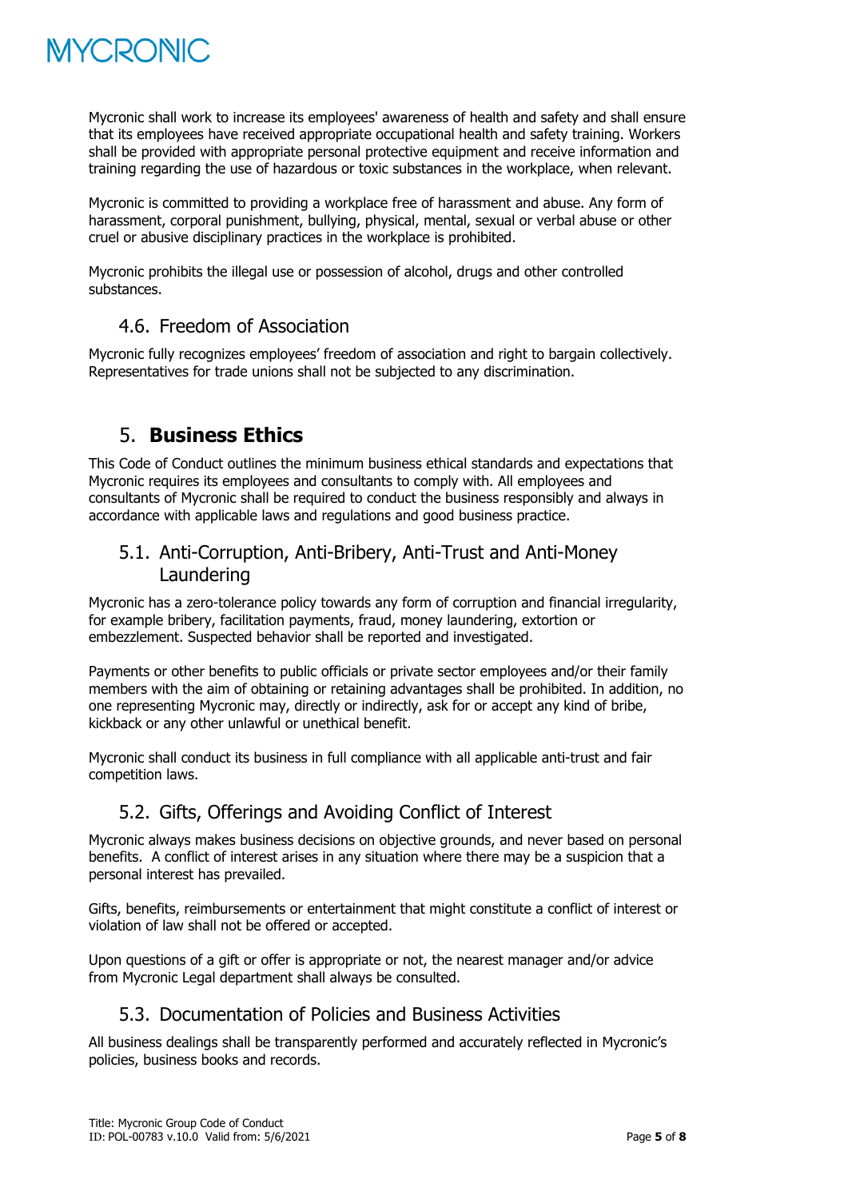Mycronic shall work to increase its employees' awareness of health and safety and shall ensure that its employees have received appropriate occupational health and safety training. Workers shall be provided with appropriate personal protective equipment and receive information and training regarding the use of hazardous or toxic substances in the workplace, when relevant.

Mycronic is committed to providing a workplace free of harassment and abuse. Any form of harassment, corporal punishment, bullying, physical, mental, sexual or verbal abuse or other cruel or abusive disciplinary practices in the workplace is prohibited.

Mycronic prohibits the illegal use or possession of alcohol, drugs and other controlled substances.

### 4.6. Freedom of Association

Mycronic fully recognizes employees' freedom of association and right to bargain collectively. Representatives for trade unions shall not be subjected to any discrimination.

## 5. **Business Ethics**

This Code of Conduct outlines the minimum business ethical standards and expectations that Mycronic requires its employees and consultants to comply with. All employees and consultants of Mycronic shall be required to conduct the business responsibly and always in accordance with applicable laws and regulations and good business practice.

### 5.1. Anti-Corruption, Anti-Bribery, Anti-Trust and Anti-Money Laundering

Mycronic has a zero-tolerance policy towards any form of corruption and financial irregularity, for example bribery, facilitation payments, fraud, money laundering, extortion or embezzlement. Suspected behavior shall be reported and investigated.

Payments or other benefits to public officials or private sector employees and/or their family members with the aim of obtaining or retaining advantages shall be prohibited. In addition, no one representing Mycronic may, directly or indirectly, ask for or accept any kind of bribe, kickback or any other unlawful or unethical benefit.

Mycronic shall conduct its business in full compliance with all applicable anti-trust and fair competition laws.

### 5.2. Gifts, Offerings and Avoiding Conflict of Interest

Mycronic always makes business decisions on objective grounds, and never based on personal benefits.  A conflict of interest arises in any situation where there may be a suspicion that a personal interest has prevailed.

Gifts, benefits, reimbursements or entertainment that might constitute a conflict of interest or violation of law shall not be offered or accepted.

Upon questions of a gift or offer is appropriate or not, the nearest manager and/or advice from Mycronic Legal department shall always be consulted.

### 5.3. Documentation of Policies and Business Activities

All business dealings shall be transparently performed and accurately reflected in Mycronic's policies, business books and records.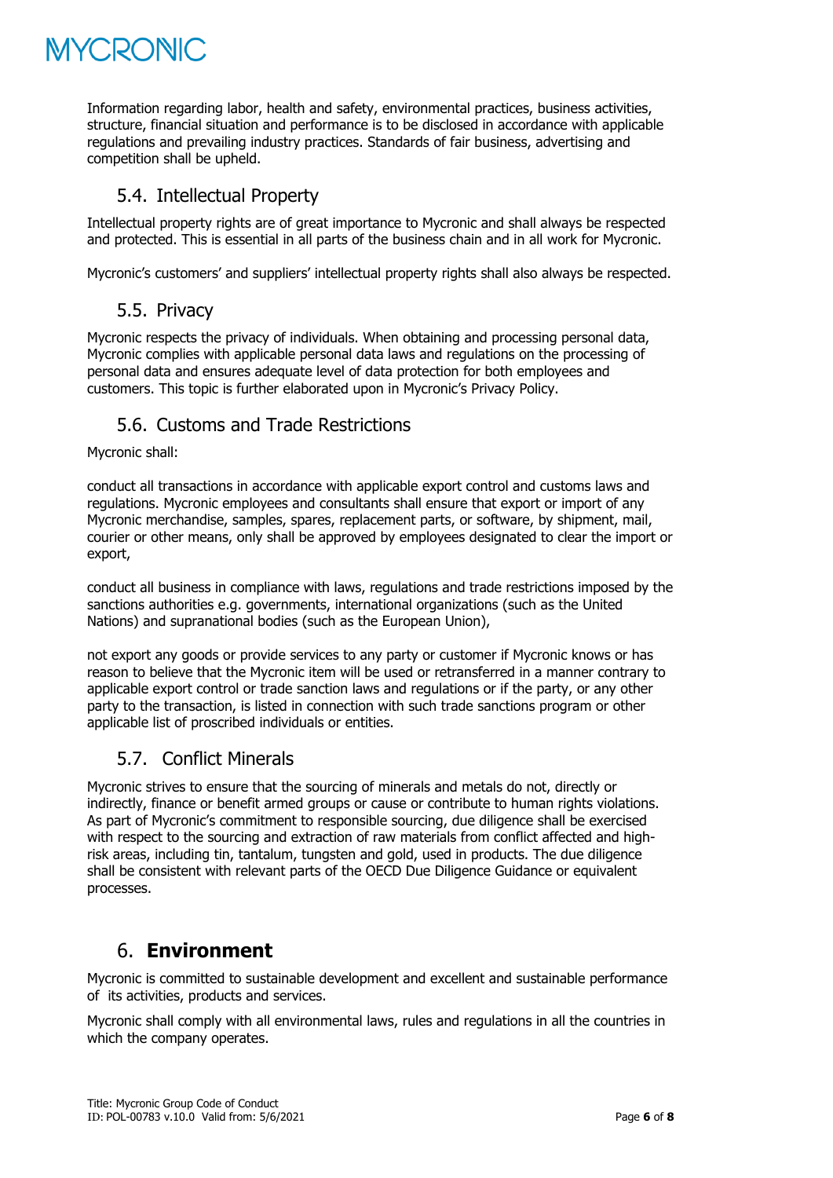Information regarding labor, health and safety, environmental practices, business activities, structure, financial situation and performance is to be disclosed in accordance with applicable regulations and prevailing industry practices. Standards of fair business, advertising and competition shall be upheld.

## 5.4. Intellectual Property

Intellectual property rights are of great importance to Mycronic and shall always be respected and protected. This is essential in all parts of the business chain and in all work for Mycronic.

Mycronic's customers' and suppliers' intellectual property rights shall also always be respected.

## 5.5. Privacy

Mycronic respects the privacy of individuals. When obtaining and processing personal data, Mycronic complies with applicable personal data laws and regulations on the processing of personal data and ensures adequate level of data protection for both employees and customers. This topic is further elaborated upon in Mycronic's Privacy Policy.

## 5.6. Customs and Trade Restrictions

Mycronic shall:

conduct all transactions in accordance with applicable export control and customs laws and regulations. Mycronic employees and consultants shall ensure that export or import of any Mycronic merchandise, samples, spares, replacement parts, or software, by shipment, mail, courier or other means, only shall be approved by employees designated to clear the import or export,

conduct all business in compliance with laws, regulations and trade restrictions imposed by the sanctions authorities e.g. governments, international organizations (such as the United Nations) and supranational bodies (such as the European Union),

not export any goods or provide services to any party or customer if Mycronic knows or has reason to believe that the Mycronic item will be used or retransferred in a manner contrary to applicable export control or trade sanction laws and regulations or if the party, or any other party to the transaction, is listed in connection with such trade sanctions program or other applicable list of proscribed individuals or entities.

## 5.7. Conflict Minerals

Mycronic strives to ensure that the sourcing of minerals and metals do not, directly or indirectly, finance or benefit armed groups or cause or contribute to human rights violations. As part of Mycronic's commitment to responsible sourcing, due diligence shall be exercised with respect to the sourcing and extraction of raw materials from conflict affected and high-risk areas, including tin, tantalum, tungsten and gold, used in products. The due diligence shall be consistent with relevant parts of the OECD Due Diligence Guidance or equivalent processes.

# 6. **Environment**

Mycronic is committed to sustainable development and excellent and sustainable performance of its activities, products and services.

Mycronic shall comply with all environmental laws, rules and regulations in all the countries in which the company operates.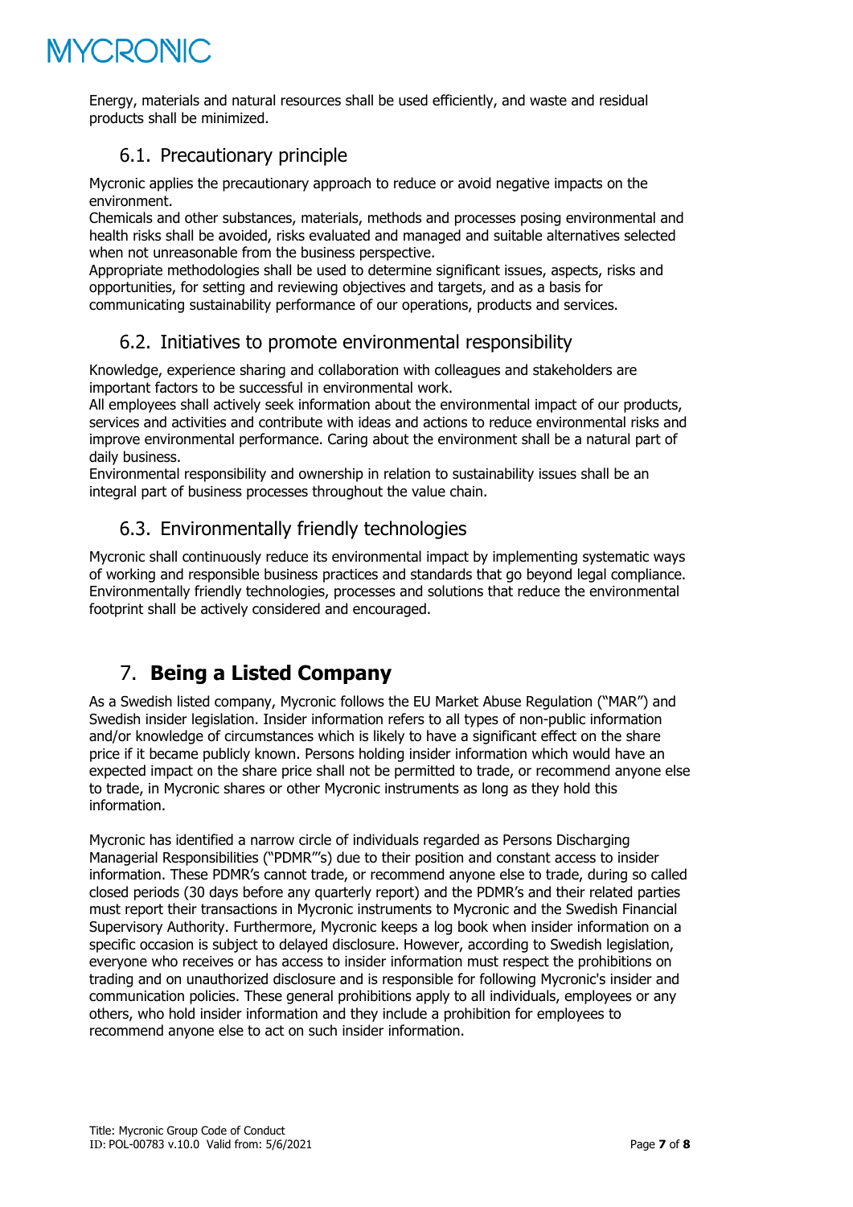Energy, materials and natural resources shall be used efficiently, and waste and residual products shall be minimized.

## 6.1. Precautionary principle

Mycronic applies the precautionary approach to reduce or avoid negative impacts on the environment.
Chemicals and other substances, materials, methods and processes posing environmental and health risks shall be avoided, risks evaluated and managed and suitable alternatives selected when not unreasonable from the business perspective.
Appropriate methodologies shall be used to determine significant issues, aspects, risks and opportunities, for setting and reviewing objectives and targets, and as a basis for communicating sustainability performance of our operations, products and services.

## 6.2. Initiatives to promote environmental responsibility

Knowledge, experience sharing and collaboration with colleagues and stakeholders are important factors to be successful in environmental work.
All employees shall actively seek information about the environmental impact of our products, services and activities and contribute with ideas and actions to reduce environmental risks and improve environmental performance. Caring about the environment shall be a natural part of daily business.
Environmental responsibility and ownership in relation to sustainability issues shall be an integral part of business processes throughout the value chain.

## 6.3. Environmentally friendly technologies

Mycronic shall continuously reduce its environmental impact by implementing systematic ways of working and responsible business practices and standards that go beyond legal compliance. Environmentally friendly technologies, processes and solutions that reduce the environmental footprint shall be actively considered and encouraged.

# 7. **Being a Listed Company**

As a Swedish listed company, Mycronic follows the EU Market Abuse Regulation ("MAR") and Swedish insider legislation. Insider information refers to all types of non-public information and/or knowledge of circumstances which is likely to have a significant effect on the share price if it became publicly known. Persons holding insider information which would have an expected impact on the share price shall not be permitted to trade, or recommend anyone else to trade, in Mycronic shares or other Mycronic instruments as long as they hold this information.

Mycronic has identified a narrow circle of individuals regarded as Persons Discharging Managerial Responsibilities ("PDMR"'s) due to their position and constant access to insider information. These PDMR's cannot trade, or recommend anyone else to trade, during so called closed periods (30 days before any quarterly report) and the PDMR's and their related parties must report their transactions in Mycronic instruments to Mycronic and the Swedish Financial Supervisory Authority. Furthermore, Mycronic keeps a log book when insider information on a specific occasion is subject to delayed disclosure. However, according to Swedish legislation, everyone who receives or has access to insider information must respect the prohibitions on trading and on unauthorized disclosure and is responsible for following Mycronic's insider and communication policies. These general prohibitions apply to all individuals, employees or any others, who hold insider information and they include a prohibition for employees to recommend anyone else to act on such insider information.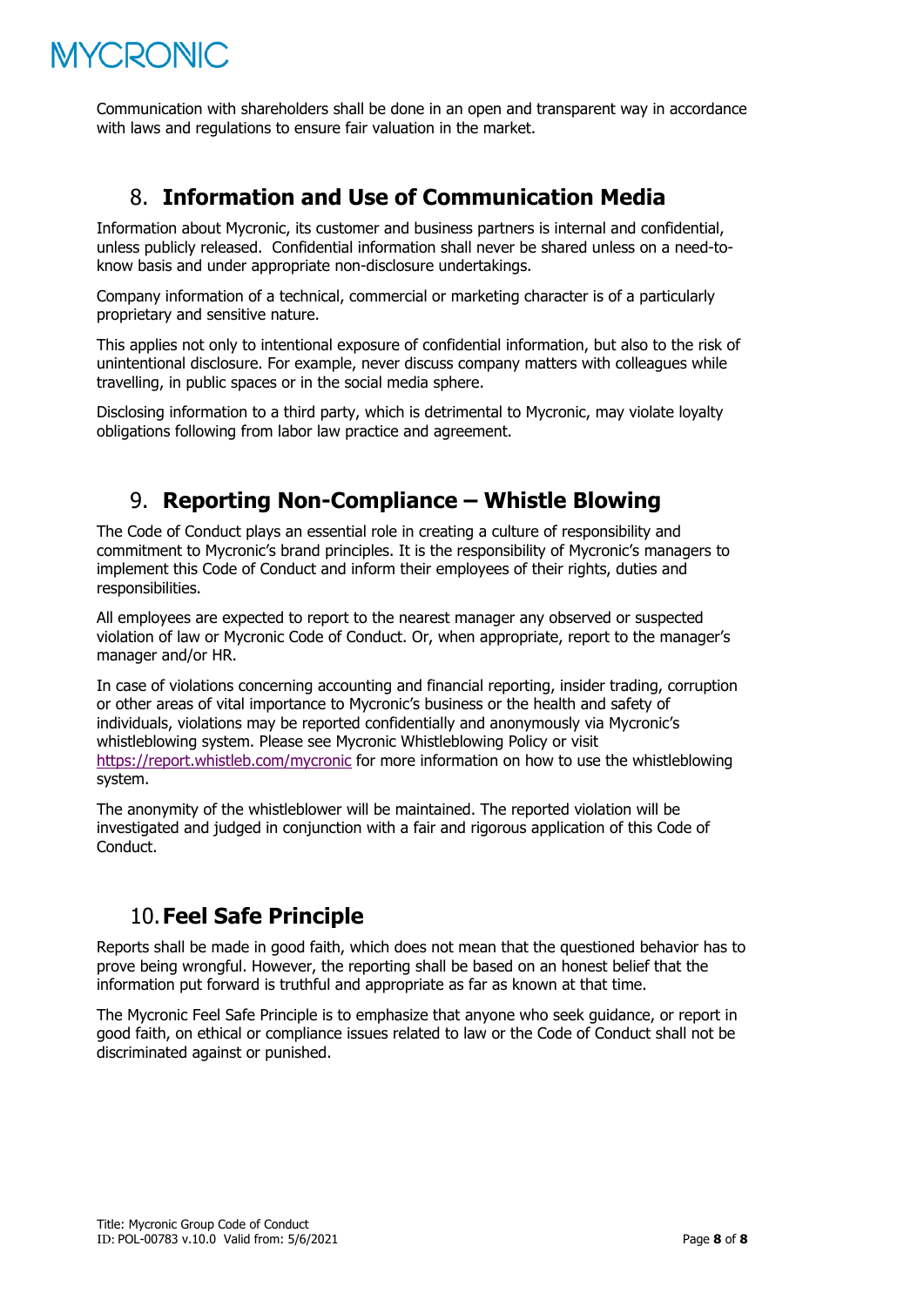Communication with shareholders shall be done in an open and transparent way in accordance with laws and regulations to ensure fair valuation in the market.

## 8. Information and Use of Communication Media

Information about Mycronic, its customer and business partners is internal and confidential, unless publicly released. Confidential information shall never be shared unless on a need-to-know basis and under appropriate non-disclosure undertakings.

Company information of a technical, commercial or marketing character is of a particularly proprietary and sensitive nature.

This applies not only to intentional exposure of confidential information, but also to the risk of unintentional disclosure. For example, never discuss company matters with colleagues while travelling, in public spaces or in the social media sphere.

Disclosing information to a third party, which is detrimental to Mycronic, may violate loyalty obligations following from labor law practice and agreement.

## 9. Reporting Non-Compliance – Whistle Blowing

The Code of Conduct plays an essential role in creating a culture of responsibility and commitment to Mycronic's brand principles. It is the responsibility of Mycronic's managers to implement this Code of Conduct and inform their employees of their rights, duties and responsibilities.

All employees are expected to report to the nearest manager any observed or suspected violation of law or Mycronic Code of Conduct. Or, when appropriate, report to the manager's manager and/or HR.

In case of violations concerning accounting and financial reporting, insider trading, corruption or other areas of vital importance to Mycronic's business or the health and safety of individuals, violations may be reported confidentially and anonymously via Mycronic's whistleblowing system. Please see Mycronic Whistleblowing Policy or visit https://report.whistleb.com/mycronic for more information on how to use the whistleblowing system.

The anonymity of the whistleblower will be maintained. The reported violation will be investigated and judged in conjunction with a fair and rigorous application of this Code of Conduct.

## 10. Feel Safe Principle

Reports shall be made in good faith, which does not mean that the questioned behavior has to prove being wrongful. However, the reporting shall be based on an honest belief that the information put forward is truthful and appropriate as far as known at that time.

The Mycronic Feel Safe Principle is to emphasize that anyone who seek guidance, or report in good faith, on ethical or compliance issues related to law or the Code of Conduct shall not be discriminated against or punished.